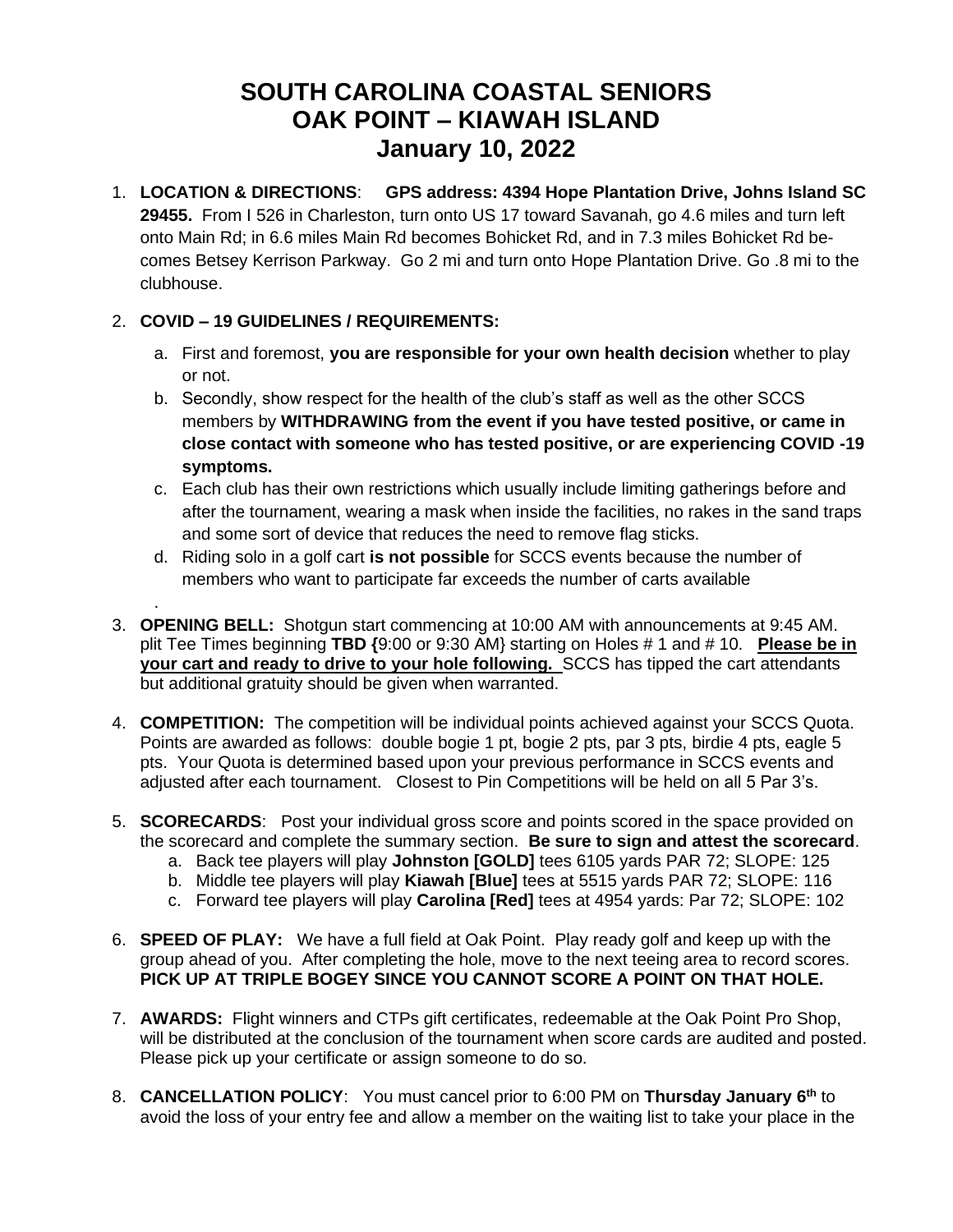# SOUTH CAROLINA COASTAL SENIORS
# OAK POINT – KIAWAH ISLAND
# January 10, 2022

1. **LOCATION & DIRECTIONS**: **GPS address: 4394 Hope Plantation Drive, Johns Island SC 29455.** From I 526 in Charleston, turn onto US 17 toward Savanah, go 4.6 miles and turn left onto Main Rd; in 6.6 miles Main Rd becomes Bohicket Rd, and in 7.3 miles Bohicket Rd becomes Betsey Kerrison Parkway. Go 2 mi and turn onto Hope Plantation Drive. Go .8 mi to the clubhouse.

2. **COVID – 19 GUIDELINES / REQUIREMENTS:**
   a. First and foremost, **you are responsible for your own health decision** whether to play or not.
   b. Secondly, show respect for the health of the club's staff as well as the other SCCS members by **WITHDRAWING from the event if you have tested positive, or came in close contact with someone who has tested positive, or are experiencing COVID -19 symptoms.**
   c. Each club has their own restrictions which usually include limiting gatherings before and after the tournament, wearing a mask when inside the facilities, no rakes in the sand traps and some sort of device that reduces the need to remove flag sticks.
   d. Riding solo in a golf cart **is not possible** for SCCS events because the number of members who want to participate far exceeds the number of carts available
   .

3. **OPENING BELL:** Shotgun start commencing at 10:00 AM with announcements at 9:45 AM. plit Tee Times beginning **TBD {**9:00 or 9:30 AM} starting on Holes # 1 and # 10. **Please be in your cart and ready to drive to your hole following.** SCCS has tipped the cart attendants but additional gratuity should be given when warranted.

4. **COMPETITION:** The competition will be individual points achieved against your SCCS Quota. Points are awarded as follows: double bogie 1 pt, bogie 2 pts, par 3 pts, birdie 4 pts, eagle 5 pts. Your Quota is determined based upon your previous performance in SCCS events and adjusted after each tournament. Closest to Pin Competitions will be held on all 5 Par 3's.

5. **SCORECARDS**: Post your individual gross score and points scored in the space provided on the scorecard and complete the summary section. **Be sure to sign and attest the scorecard**.
   a. Back tee players will play **Johnston [GOLD]** tees 6105 yards PAR 72; SLOPE: 125
   b. Middle tee players will play **Kiawah [Blue]** tees at 5515 yards PAR 72; SLOPE: 116
   c. Forward tee players will play **Carolina [Red]** tees at 4954 yards: Par 72; SLOPE: 102

6. **SPEED OF PLAY:** We have a full field at Oak Point. Play ready golf and keep up with the group ahead of you. After completing the hole, move to the next teeing area to record scores. **PICK UP AT TRIPLE BOGEY SINCE YOU CANNOT SCORE A POINT ON THAT HOLE.**

7. **AWARDS:** Flight winners and CTPs gift certificates, redeemable at the Oak Point Pro Shop, will be distributed at the conclusion of the tournament when score cards are audited and posted. Please pick up your certificate or assign someone to do so.

8. **CANCELLATION POLICY**: You must cancel prior to 6:00 PM on **Thursday January 6th** to avoid the loss of your entry fee and allow a member on the waiting list to take your place in the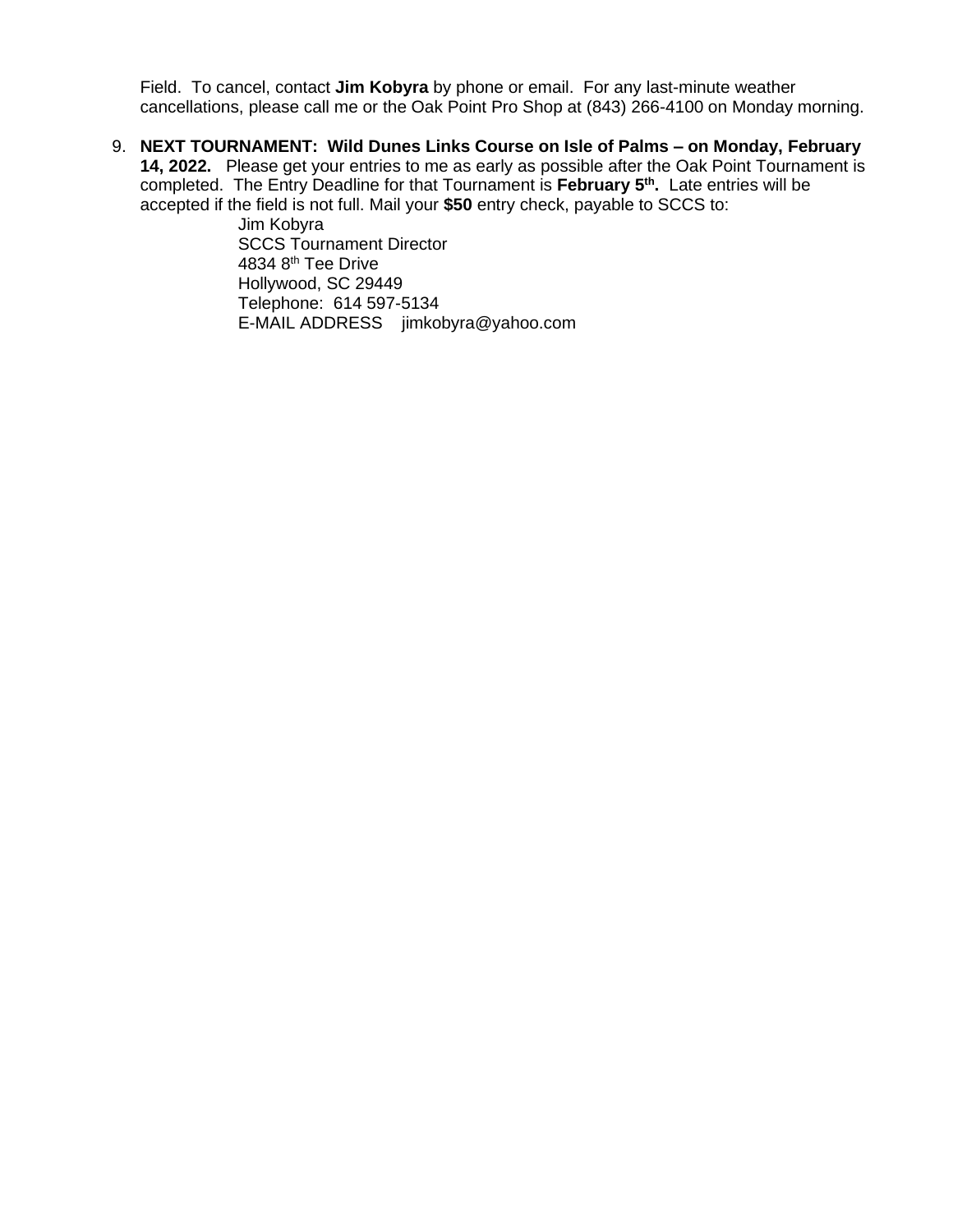Field. To cancel, contact **Jim Kobyra** by phone or email. For any last-minute weather cancellations, please call me or the Oak Point Pro Shop at (843) 266-4100 on Monday morning.

9. **NEXT TOURNAMENT: Wild Dunes Links Course on Isle of Palms – on Monday, February 14, 2022.** Please get your entries to me as early as possible after the Oak Point Tournament is completed. The Entry Deadline for that Tournament is **February 5th.** Late entries will be accepted if the field is not full. Mail your **$50** entry check, payable to SCCS to:

   Jim Kobyra
   SCCS Tournament Director
   4834 8th Tee Drive
   Hollywood, SC 29449
   Telephone: 614 597-5134
   E-MAIL ADDRESS jimkobyra@yahoo.com